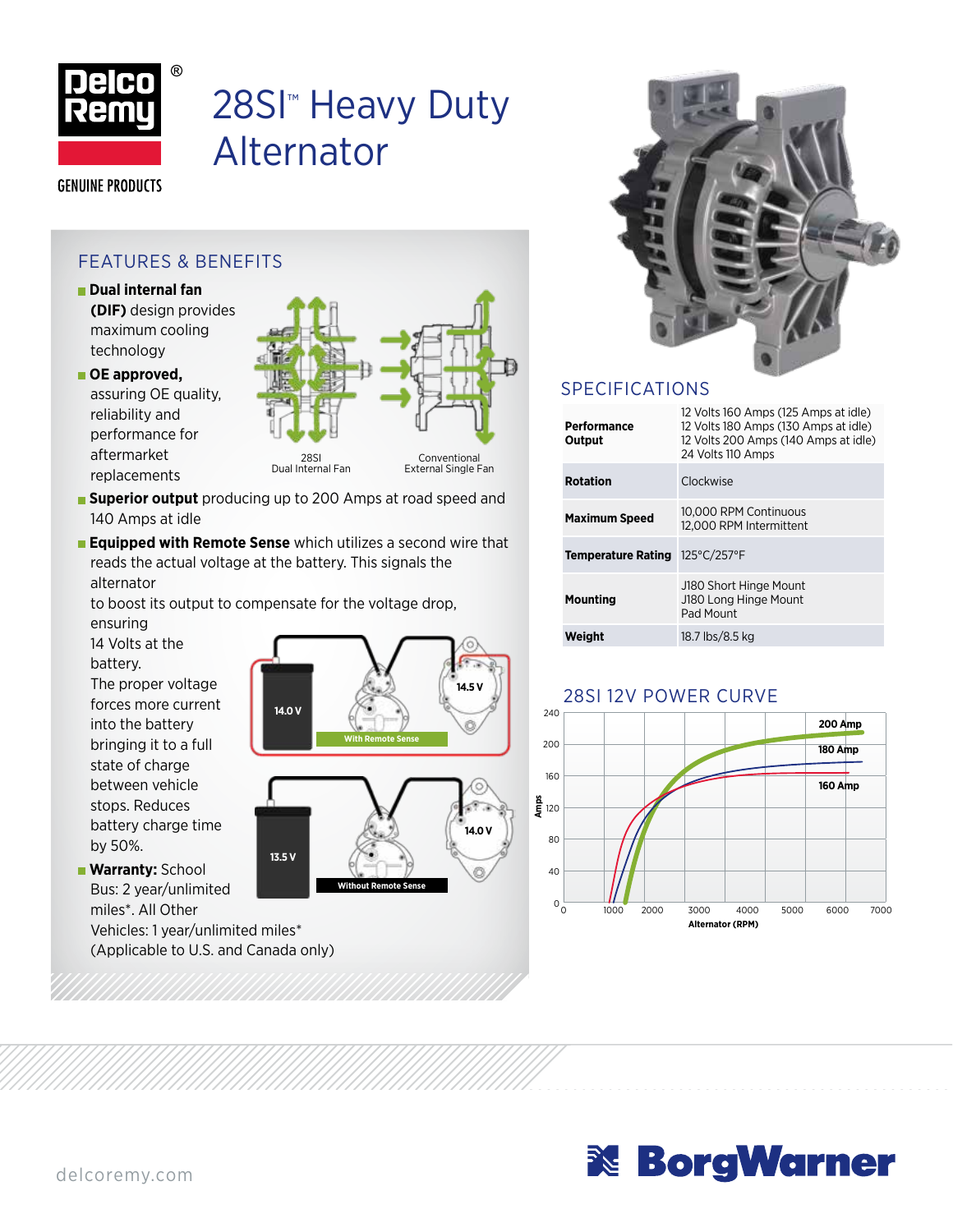Delco Remy® GENUINE PRODUCTS

# 28SI™ Heavy Duty Alternator

## FEATURES & BENEFITS

- **Dual internal fan (DIF)** design provides maximum cooling technology
- **OE approved,** assuring OE quality, reliability and performance for aftermarket replacements

28SI Dual Internal Fan — Conventional External Single Fan

- **Superior output** producing up to 200 Amps at road speed and 140 Amps at idle
- **Equipped with Remote Sense** which utilizes a second wire that reads the actual voltage at the battery. This signals the alternator to boost its output to compensate for the voltage drop, ensuring 14 Volts at the battery. The proper voltage forces more current into the battery bringing it to a full state of charge between vehicle stops. Reduces battery charge time by 50%.

With Remote Sense: 14.0 V (battery), 14.5 V (alternator)

Without Remote Sense: 13.5 V (battery), 14.0 V (alternator)

- **Warranty:** School Bus: 2 year/unlimited miles*. All Other Vehicles: 1 year/unlimited miles* (Applicable to U.S. and Canada only)

## SPECIFICATIONS

| | |
|---|---|
| **Performance Output** | 12 Volts 160 Amps (125 Amps at idle)<br>12 Volts 180 Amps (130 Amps at idle)<br>12 Volts 200 Amps (140 Amps at idle)<br>24 Volts 110 Amps |
| **Rotation** | Clockwise |
| **Maximum Speed** | 10,000 RPM Continuous<br>12,000 RPM Intermittent |
| **Temperature Rating** | 125°C/257°F |
| **Mounting** | J180 Short Hinge Mount<br>J180 Long Hinge Mount<br>Pad Mount |
| **Weight** | 18.7 lbs/8.5 kg |

## 28SI 12V POWER CURVE

Curves: 200 Amp, 180 Amp, 160 Amp. Y-axis: Amps (0–240). X-axis: Alternator (RPM) (0–7000).

delcoremy.com

BorgWarner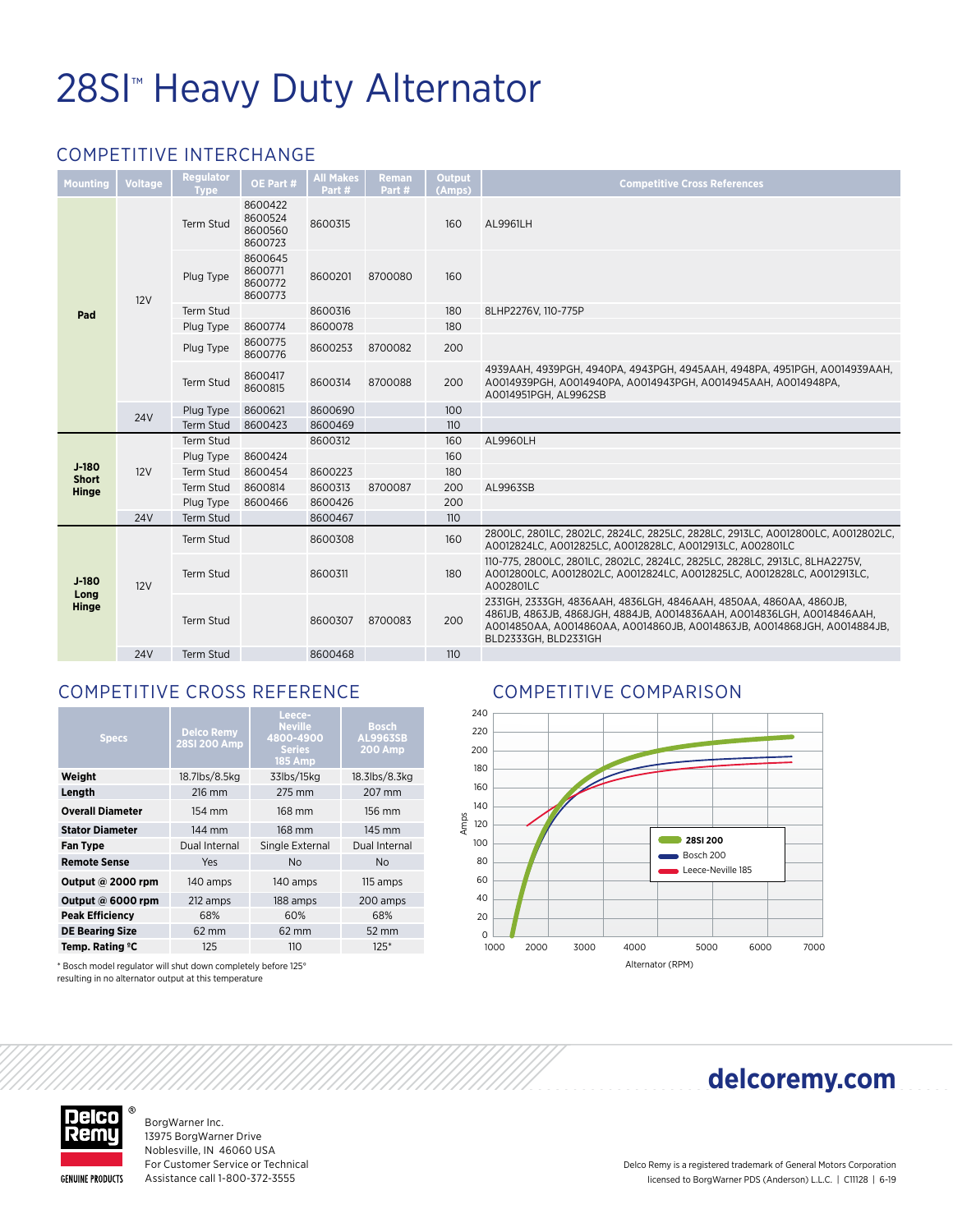# 28SI™ Heavy Duty Alternator

## COMPETITIVE INTERCHANGE

| Mounting | Voltage | Regulator Type | OE Part # | All Makes Part # | Reman Part # | Output (Amps) | Competitive Cross References |
|---|---|---|---|---|---|---|---|
| Pad | 12V | Term Stud | 8600422 8600524 8600560 8600723 | 8600315 | | 160 | AL9961LH |
| | | Plug Type | 8600645 8600771 8600772 8600773 | 8600201 | 8700080 | 160 | |
| | | Term Stud | | 8600316 | | 180 | 8LHP2276V, 110-775P |
| | | Plug Type | 8600774 | 8600078 | | 180 | |
| | | Plug Type | 8600775 8600776 | 8600253 | 8700082 | 200 | |
| | | Term Stud | 8600417 8600815 | 8600314 | 8700088 | 200 | 4939AAH, 4939PGH, 4940PA, 4943PGH, 4945AAH, 4948PA, 4951PGH, A0014939AAH, A0014939PGH, A0014940PA, A0014943PGH, A0014945AAH, A0014948PA, A0014951PGH, AL9962SB |
| | 24V | Plug Type | 8600621 | 8600690 | | 100 | |
| | | Term Stud | 8600423 | 8600469 | | 110 | |
| J-180 Short Hinge | 12V | Term Stud | | 8600312 | | 160 | AL9960LH |
| | | Plug Type | 8600424 | | | 160 | |
| | | Term Stud | 8600454 | 8600223 | | 180 | |
| | | Term Stud | 8600814 | 8600313 | 8700087 | 200 | AL9963SB |
| | | Plug Type | 8600466 | 8600426 | | 200 | |
| | 24V | Term Stud | | 8600467 | | 110 | |
| J-180 Long Hinge | 12V | Term Stud | | 8600308 | | 160 | 2800LC, 2801LC, 2802LC, 2824LC, 2825LC, 2828LC, 2913LC, A0012800LC, A0012802LC, A0012824LC, A0012825LC, A0012828LC, A0012913LC, A002801LC |
| | | Term Stud | | 8600311 | | 180 | 110-775, 2800LC, 2801LC, 2802LC, 2824LC, 2825LC, 2828LC, 2913LC, 8LHA2275V, A0012800LC, A0012802LC, A0012824LC, A0012825LC, A0012828LC, A0012913LC, A002801LC |
| | | Term Stud | | 8600307 | 8700083 | 200 | 2331GH, 2333GH, 4836AAH, 4836LGH, 4846AAH, 4850AA, 4860AA, 4860JB, 4861JB, 4863JB, 4868JGH, 4884JB, A0014836AAH, A0014836LGH, A0014846AAH, A0014850AA, A0014860AA, A0014860JB, A0014863JB, A0014868JGH, A0014884JB, BLD2333GH, BLD2331GH |
| | 24V | Term Stud | | 8600468 | | 110 | |

## COMPETITIVE CROSS REFERENCE

| Specs | Delco Remy 28SI 200 Amp | Leece-Neville 4800-4900 Series 185 Amp | Bosch AL9963SB 200 Amp |
|---|---|---|---|
| **Weight** | 18.7lbs/8.5kg | 33lbs/15kg | 18.3lbs/8.3kg |
| **Length** | 216 mm | 275 mm | 207 mm |
| **Overall Diameter** | 154 mm | 168 mm | 156 mm |
| **Stator Diameter** | 144 mm | 168 mm | 145 mm |
| **Fan Type** | Dual Internal | Single External | Dual Internal |
| **Remote Sense** | Yes | No | No |
| **Output @ 2000 rpm** | 140 amps | 140 amps | 115 amps |
| **Output @ 6000 rpm** | 212 amps | 188 amps | 200 amps |
| **Peak Efficiency** | 68% | 60% | 68% |
| **DE Bearing Size** | 62 mm | 62 mm | 52 mm |
| **Temp. Rating ºC** | 125 | 110 | 125* |

\* Bosch model regulator will shut down completely before 125° resulting in no alternator output at this temperature

## COMPETITIVE COMPARISON

Amps
0 20 40 60 80 100 120 140 160 180 200 220 240

Alternator (RPM)
1000 2000 3000 4000 5000 6000 7000

28SI 200
Bosch 200
Leece-Neville 185

**delcoremy.com**

Delco Remy® GENUINE PRODUCTS

BorgWarner Inc.
13975 BorgWarner Drive
Noblesville, IN 46060 USA
For Customer Service or Technical Assistance call 1-800-372-3555

Delco Remy is a registered trademark of General Motors Corporation licensed to BorgWarner PDS (Anderson) L.L.C. | C11128 | 6-19